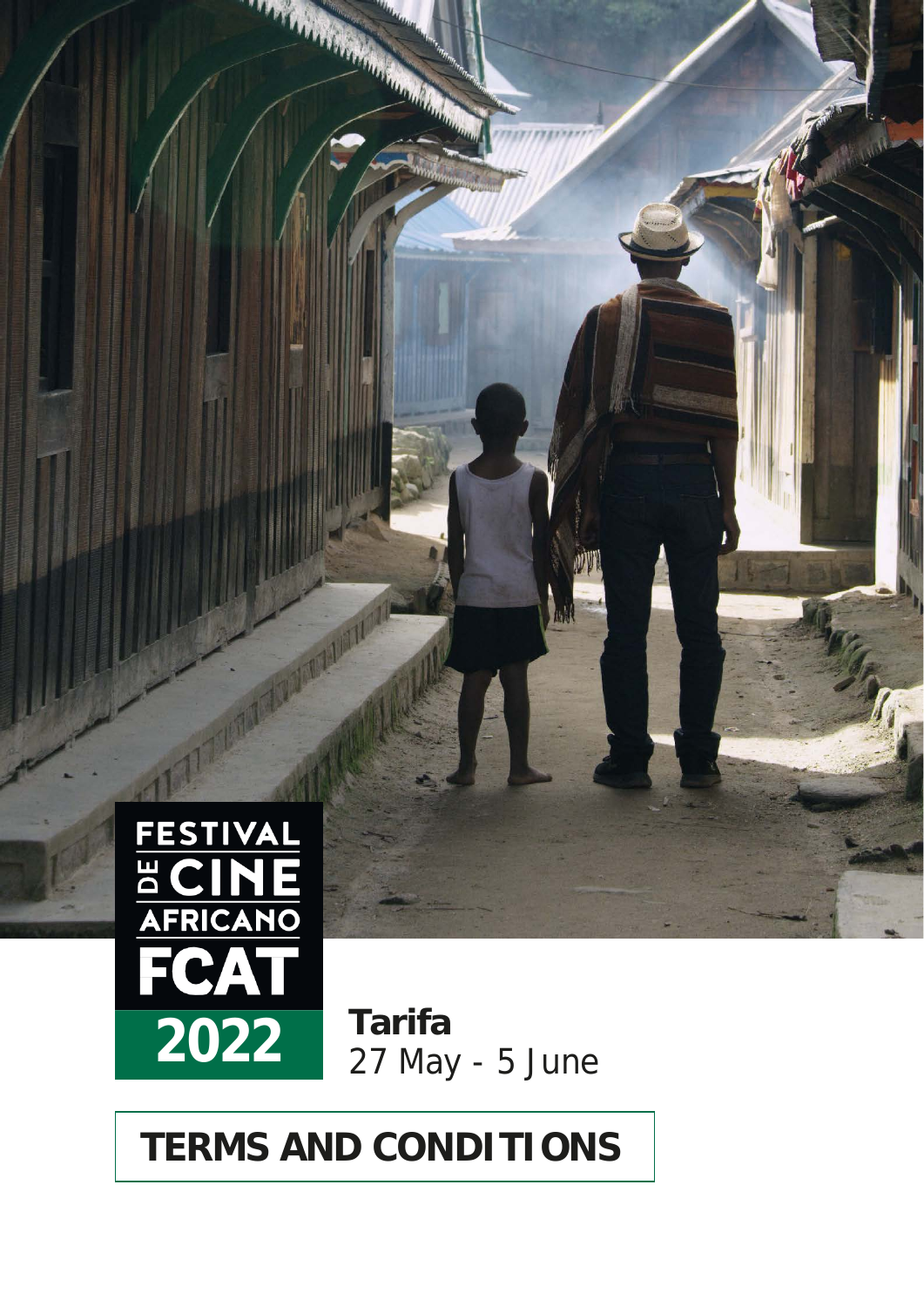FESTIVAL DE CINE AFRICANO

FCAT

2022

**Tarifa**
27 May - 5 June

# TERMS AND CONDITIONS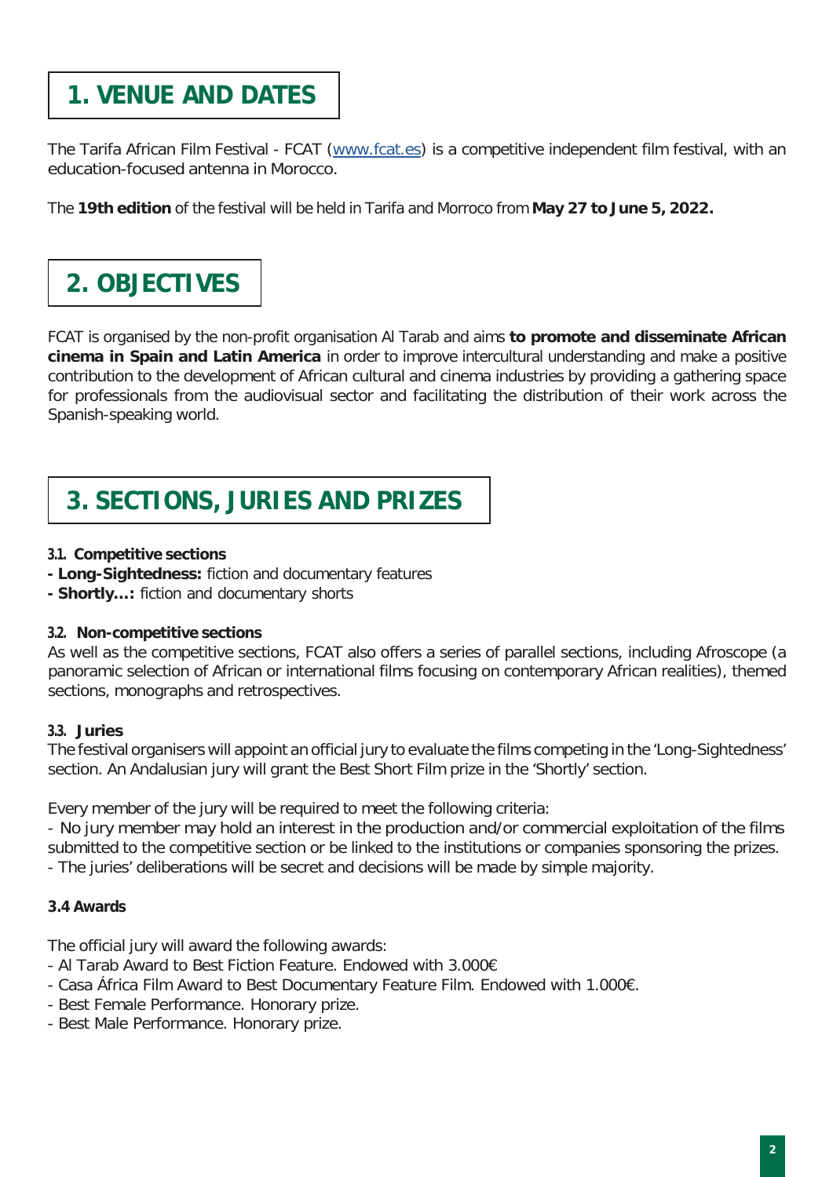# 1. VENUE AND DATES

The Tarifa African Film Festival - FCAT ([www.fcat.es](http://www.fcat.es)) is a competitive independent film festival, with an education-focused antenna in Morocco.

The **19th edition** of the festival will be held in Tarifa and Morroco from **May 27 to June 5, 2022.**

# 2. OBJECTIVES

FCAT is organised by the non-profit organisation Al Tarab and aims **to promote and disseminate African cinema in Spain and Latin America** in order to improve intercultural understanding and make a positive contribution to the development of African cultural and cinema industries by providing a gathering space for professionals from the audiovisual sector and facilitating the distribution of their work across the Spanish-speaking world.

# 3. SECTIONS, JURIES AND PRIZES

### 3.1. Competitive sections

- **Long-Sightedness:** fiction and documentary features
- **Shortly…:** fiction and documentary shorts

### 3.2. Non-competitive sections

As well as the competitive sections, FCAT also offers a series of parallel sections, including Afroscope (a panoramic selection of African or international films focusing on contemporary African realities), themed sections, monographs and retrospectives.

### 3.3. Juries

The festival organisers will appoint an official jury to evaluate the films competing in the 'Long-Sightedness' section. An Andalusian jury will grant the Best Short Film prize in the 'Shortly' section.

Every member of the jury will be required to meet the following criteria:

- No jury member may hold an interest in the production and/or commercial exploitation of the films submitted to the competitive section or be linked to the institutions or companies sponsoring the prizes.
- The juries' deliberations will be secret and decisions will be made by simple majority.

### 3.4 Awards

The official jury will award the following awards:

- Al Tarab Award to Best Fiction Feature. Endowed with 3.000€
- Casa África Film Award to Best Documentary Feature Film. Endowed with 1.000€.
- Best Female Performance. Honorary prize.
- Best Male Performance. Honorary prize.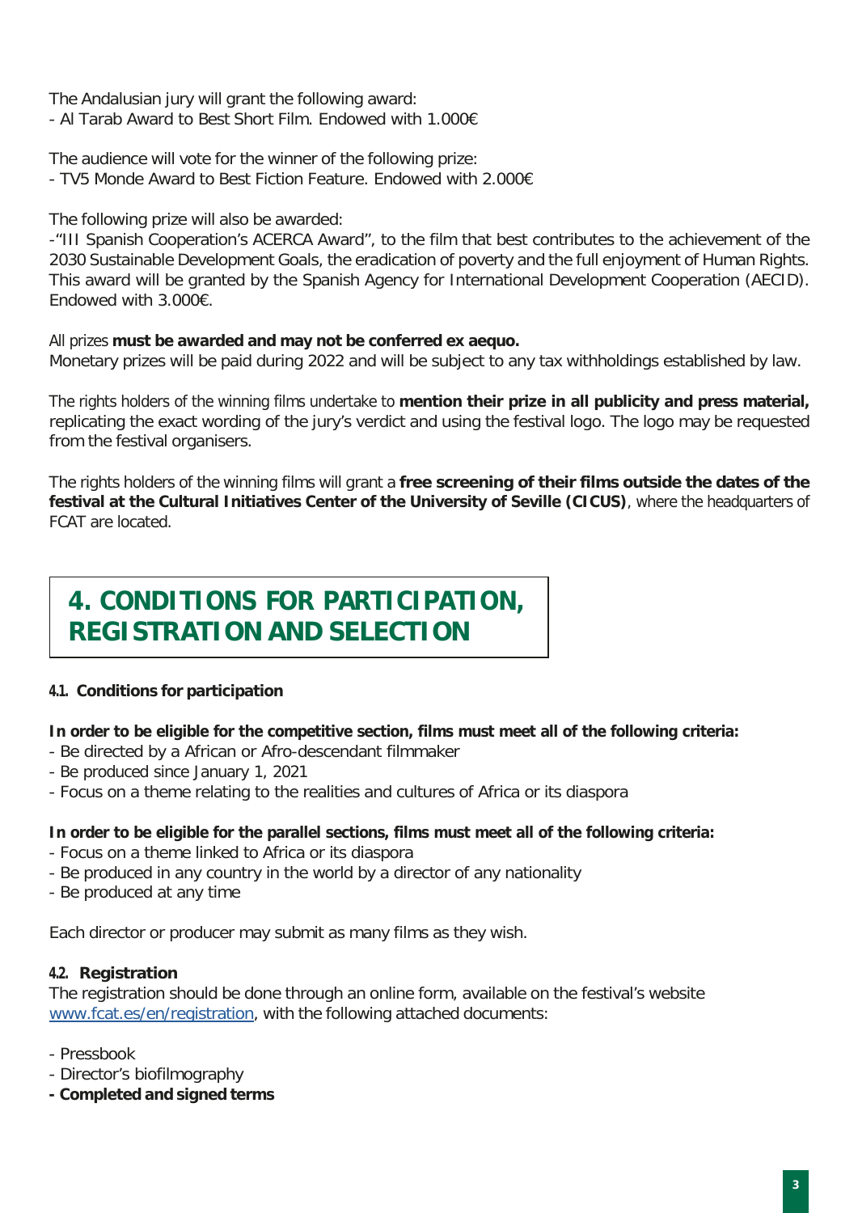The Andalusian jury will grant the following award:
- Al Tarab Award to Best Short Film. Endowed with 1.000€

The audience will vote for the winner of the following prize:
- TV5 Monde Award to Best Fiction Feature. Endowed with 2.000€

The following prize will also be awarded:
-"III Spanish Cooperation's ACERCA Award", to the film that best contributes to the achievement of the 2030 Sustainable Development Goals, the eradication of poverty and the full enjoyment of Human Rights. This award will be granted by the Spanish Agency for International Development Cooperation (AECID). Endowed with 3.000€.

All prizes **must be awarded and may not be conferred ex aequo.**
Monetary prizes will be paid during 2022 and will be subject to any tax withholdings established by law.

The rights holders of the winning films undertake to **mention their prize in all publicity and press material,** replicating the exact wording of the jury's verdict and using the festival logo. The logo may be requested from the festival organisers.

The rights holders of the winning films will grant a **free screening of their films outside the dates of the festival at the Cultural Initiatives Center of the University of Seville (CICUS)**, where the headquarters of FCAT are located.

## 4. CONDITIONS FOR PARTICIPATION, REGISTRATION AND SELECTION

### 4.1. Conditions for participation

**In order to be eligible for the competitive section, films must meet all of the following criteria:**
- Be directed by a African or Afro-descendant filmmaker
- Be produced since January 1, 2021
- Focus on a theme relating to the realities and cultures of Africa or its diaspora

**In order to be eligible for the parallel sections, films must meet all of the following criteria:**
- Focus on a theme linked to Africa or its diaspora
- Be produced in any country in the world by a director of any nationality
- Be produced at any time

Each director or producer may submit as many films as they wish.

### 4.2. Registration

The registration should be done through an online form, available on the festival's website www.fcat.es/en/registration, with the following attached documents:

- Pressbook
- Director's biofilmography
- **Completed and signed terms**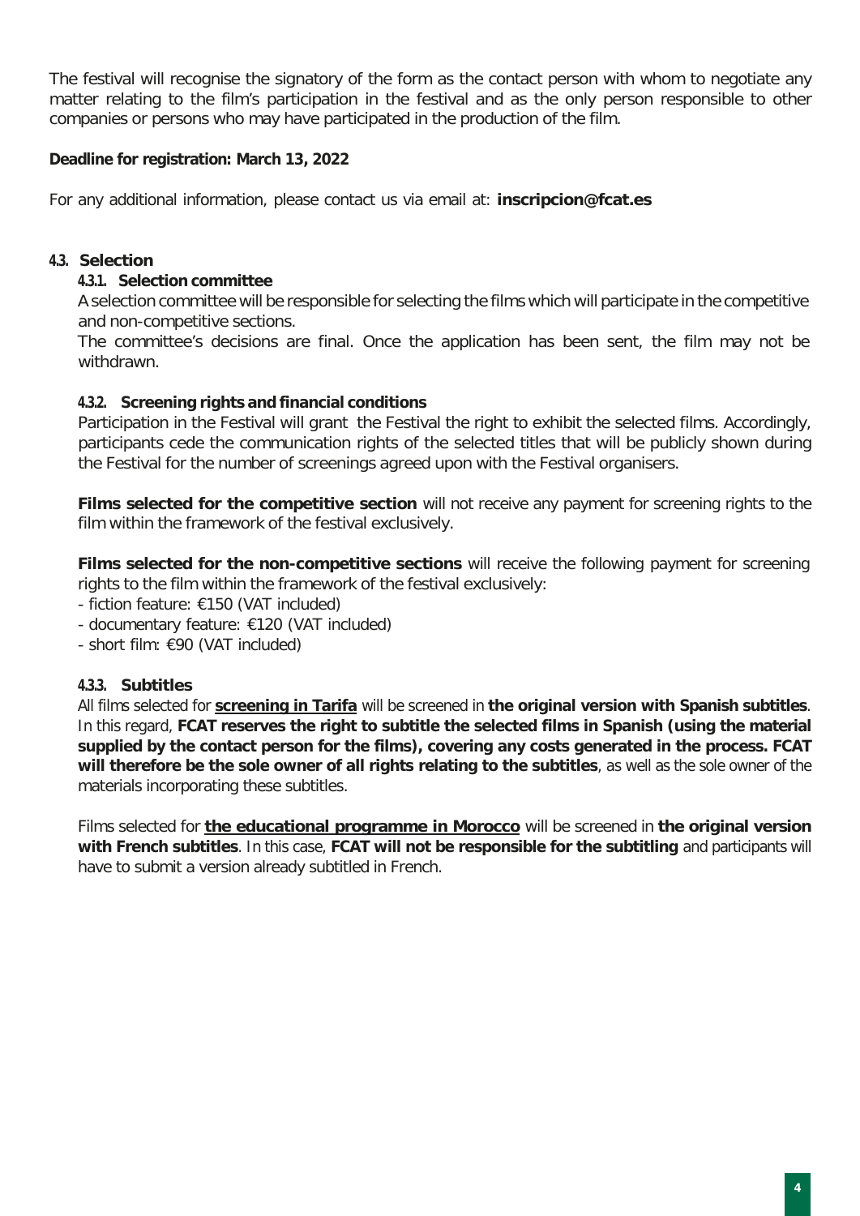The festival will recognise the signatory of the form as the contact person with whom to negotiate any matter relating to the film's participation in the festival and as the only person responsible to other companies or persons who may have participated in the production of the film.

**Deadline for registration: March 13, 2022**

For any additional information, please contact us via email at: **inscripcion@fcat.es**

### 4.3. Selection

#### 4.3.1. Selection committee

A selection committee will be responsible for selecting the films which will participate in the competitive and non-competitive sections.

The committee's decisions are final. Once the application has been sent, the film may not be withdrawn.

#### 4.3.2. Screening rights and financial conditions

Participation in the Festival will grant the Festival the right to exhibit the selected films. Accordingly, participants cede the communication rights of the selected titles that will be publicly shown during the Festival for the number of screenings agreed upon with the Festival organisers.

**Films selected for the competitive section** will not receive any payment for screening rights to the film within the framework of the festival exclusively.

**Films selected for the non-competitive sections** will receive the following payment for screening rights to the film within the framework of the festival exclusively:

- fiction feature: €150 (VAT included)
- documentary feature: €120 (VAT included)
- short film: €90 (VAT included)

#### 4.3.3. Subtitles

All films selected for **screening in Tarifa** will be screened in **the original version with Spanish subtitles**. In this regard, **FCAT reserves the right to subtitle the selected films in Spanish (using the material supplied by the contact person for the films), covering any costs generated in the process. FCAT will therefore be the sole owner of all rights relating to the subtitles**, as well as the sole owner of the materials incorporating these subtitles.

Films selected for **the educational programme in Morocco** will be screened in **the original version with French subtitles**. In this case, **FCAT will not be responsible for the subtitling** and participants will have to submit a version already subtitled in French.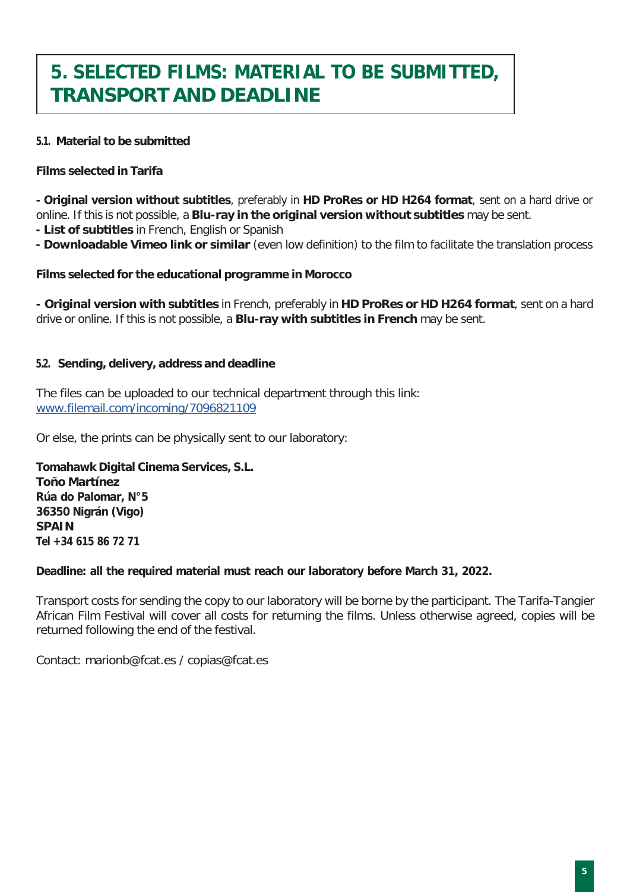# 5. SELECTED FILMS: MATERIAL TO BE SUBMITTED, TRANSPORT AND DEADLINE

### 5.1. Material to be submitted

**Films selected in Tarifa**

- **Original version without subtitles**, preferably in **HD ProRes or HD H264 format**, sent on a hard drive or online. If this is not possible, a **Blu-ray in the original version without subtitles** may be sent.
- **List of subtitles** in French, English or Spanish
- **Downloadable Vimeo link or similar** (even low definition) to the film to facilitate the translation process

**Films selected for the educational programme in Morocco**

- **Original version with subtitles** in French, preferably in **HD ProRes or HD H264 format**, sent on a hard drive or online. If this is not possible, a **Blu-ray with subtitles in French** may be sent.

### 5.2. Sending, delivery, address and deadline

The files can be uploaded to our technical department through this link:
[www.filemail.com/incoming/7096821109](www.filemail.com/incoming/7096821109)

Or else, the prints can be physically sent to our laboratory:

**Tomahawk Digital Cinema Services, S.L.**
**Toño Martínez**
**Rúa do Palomar, N°5**
**36350 Nigrán (Vigo)**
**SPAIN**
**Tel +34 615 86 72 71**

**Deadline: all the required material must reach our laboratory before March 31, 2022.**

Transport costs for sending the copy to our laboratory will be borne by the participant. The Tarifa-Tangier African Film Festival will cover all costs for returning the films. Unless otherwise agreed, copies will be returned following the end of the festival.

Contact: marionb@fcat.es / copias@fcat.es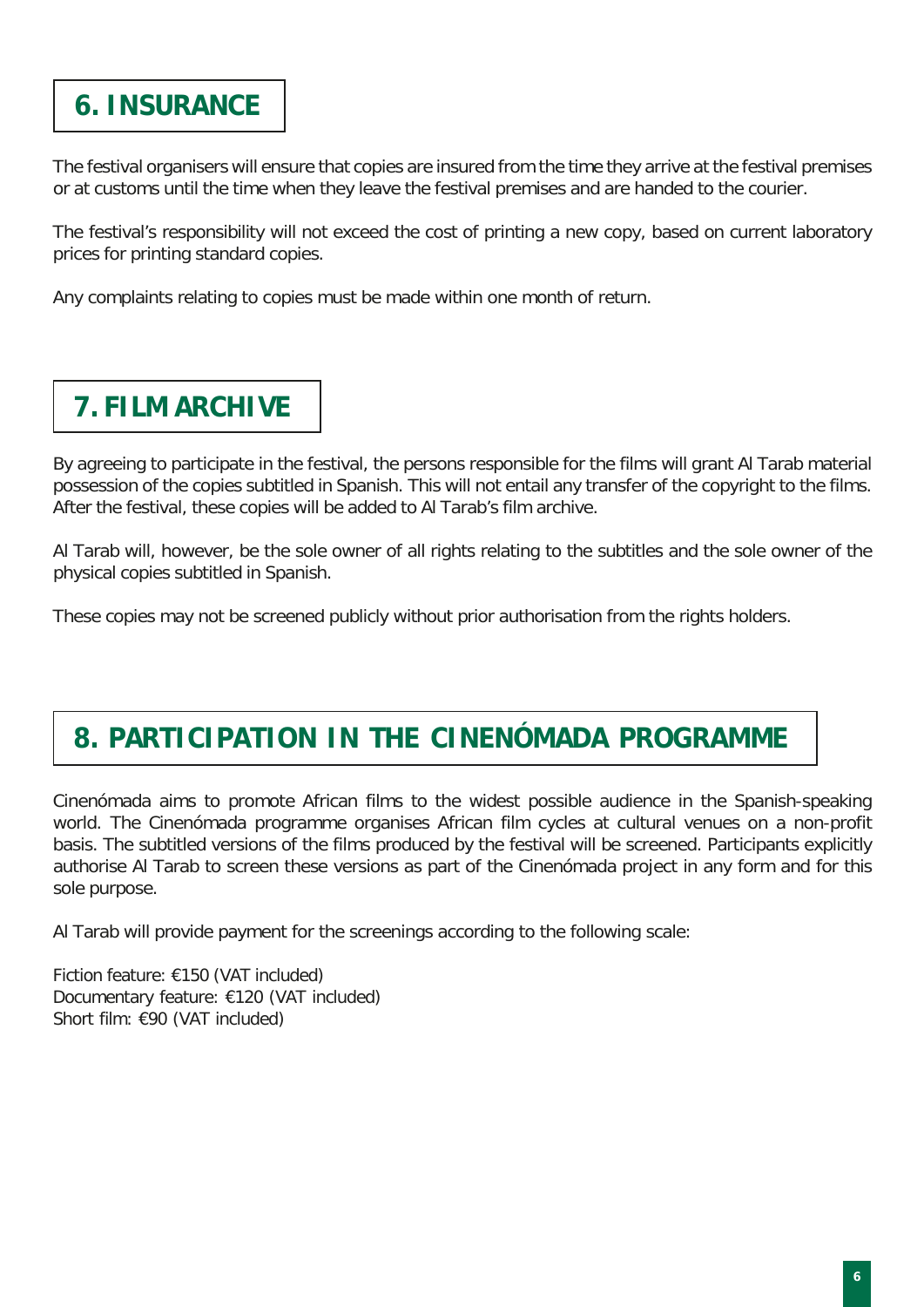## 6. INSURANCE

The festival organisers will ensure that copies are insured from the time they arrive at the festival premises or at customs until the time when they leave the festival premises and are handed to the courier.

The festival's responsibility will not exceed the cost of printing a new copy, based on current laboratory prices for printing standard copies.

Any complaints relating to copies must be made within one month of return.

## 7. FILM ARCHIVE

By agreeing to participate in the festival, the persons responsible for the films will grant Al Tarab material possession of the copies subtitled in Spanish. This will not entail any transfer of the copyright to the films. After the festival, these copies will be added to Al Tarab's film archive.

Al Tarab will, however, be the sole owner of all rights relating to the subtitles and the sole owner of the physical copies subtitled in Spanish.

These copies may not be screened publicly without prior authorisation from the rights holders.

## 8. PARTICIPATION IN THE CINENÓMADA PROGRAMME

Cinenómada aims to promote African films to the widest possible audience in the Spanish-speaking world. The Cinenómada programme organises African film cycles at cultural venues on a non-profit basis. The subtitled versions of the films produced by the festival will be screened. Participants explicitly authorise Al Tarab to screen these versions as part of the Cinenómada project in any form and for this sole purpose.

Al Tarab will provide payment for the screenings according to the following scale:

Fiction feature: €150 (VAT included)
Documentary feature: €120 (VAT included)
Short film: €90 (VAT included)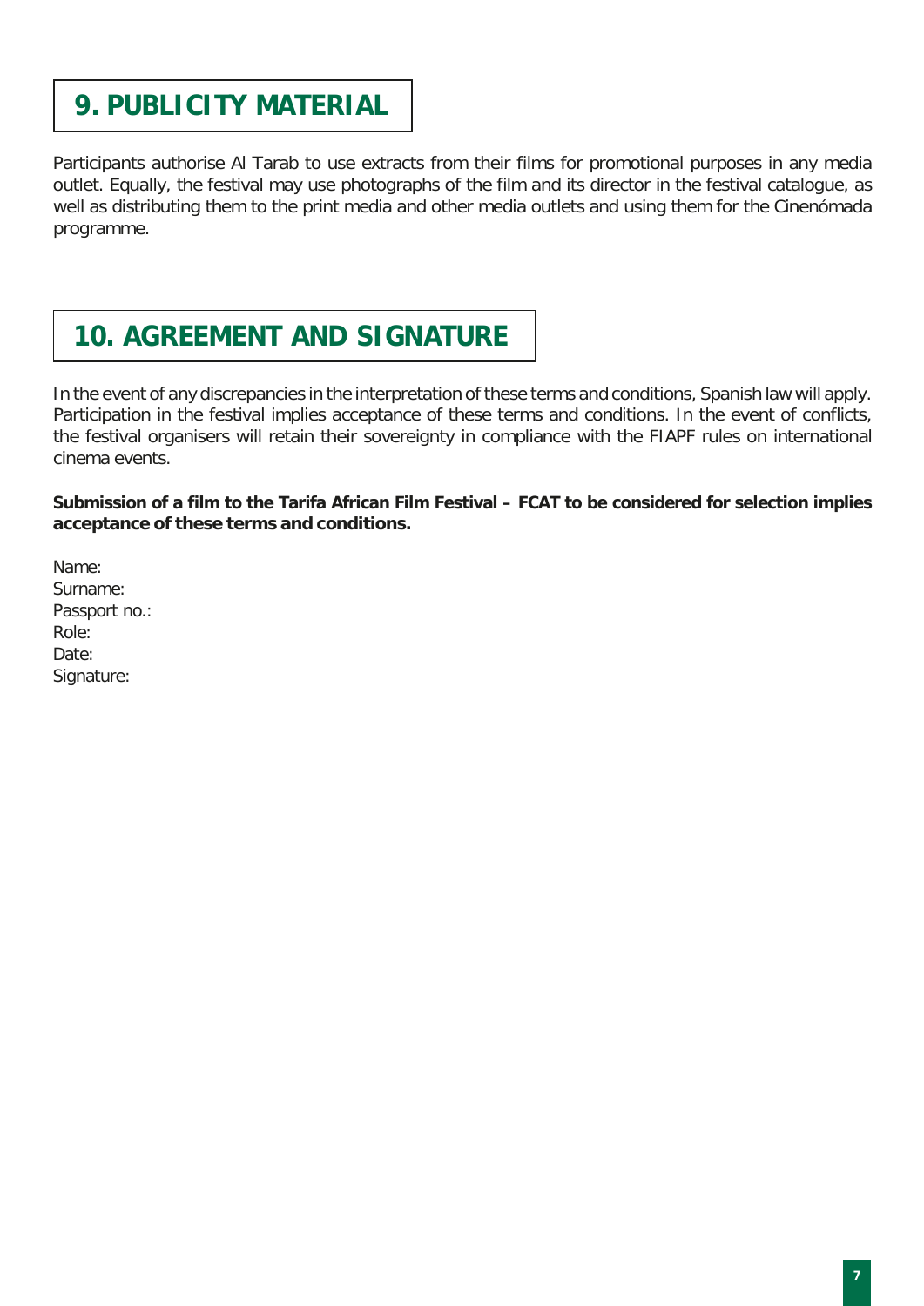## 9. PUBLICITY MATERIAL

Participants authorise Al Tarab to use extracts from their films for promotional purposes in any media outlet. Equally, the festival may use photographs of the film and its director in the festival catalogue, as well as distributing them to the print media and other media outlets and using them for the Cinenómada programme.

## 10. AGREEMENT AND SIGNATURE

In the event of any discrepancies in the interpretation of these terms and conditions, Spanish law will apply. Participation in the festival implies acceptance of these terms and conditions. In the event of conflicts, the festival organisers will retain their sovereignty in compliance with the FIAPF rules on international cinema events.

**Submission of a film to the Tarifa African Film Festival – FCAT to be considered for selection implies acceptance of these terms and conditions.**

Name:
Surname:
Passport no.:
Role:
Date:
Signature: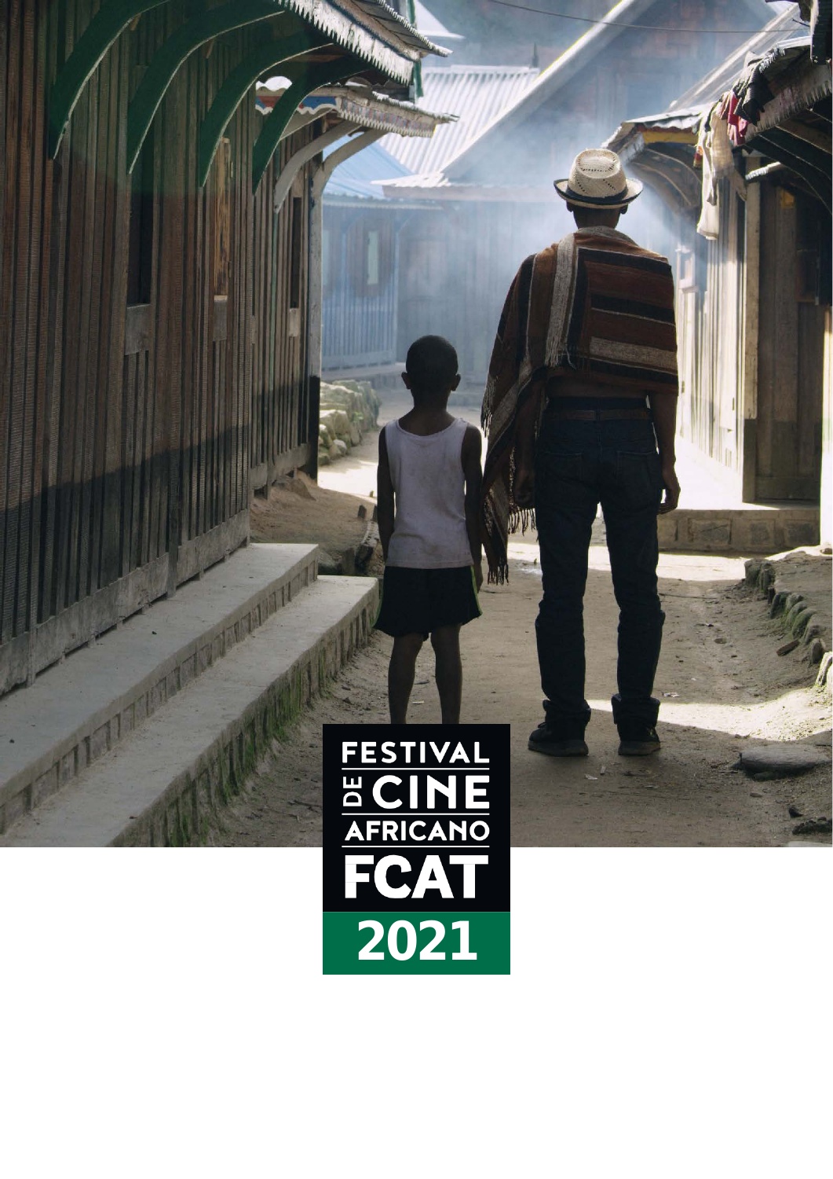FESTIVAL DE CINE AFRICANO

FCAT

2021